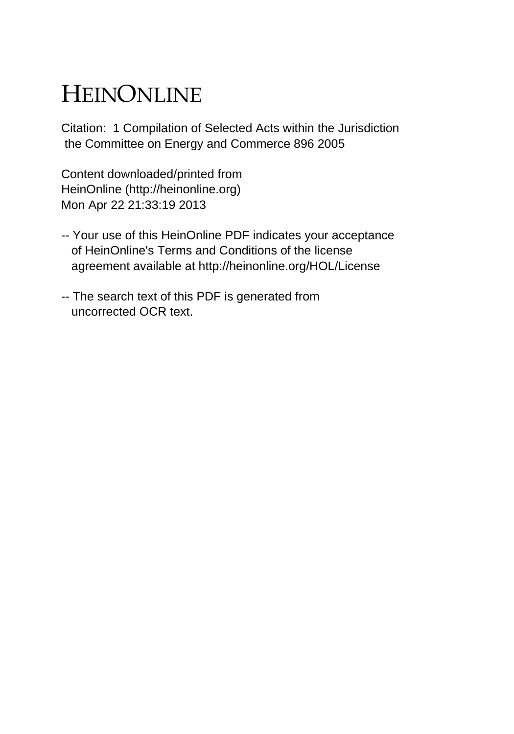# HEINONLINE

Citation: 1 Compilation of Selected Acts within the Jurisdiction the Committee on Energy and Commerce 896 2005

Content downloaded/printed from HeinOnline (http://heinonline.org)
Mon Apr 22 21:33:19 2013

-- Your use of this HeinOnline PDF indicates your acceptance of HeinOnline's Terms and Conditions of the license agreement available at http://heinonline.org/HOL/License

-- The search text of this PDF is generated from uncorrected OCR text.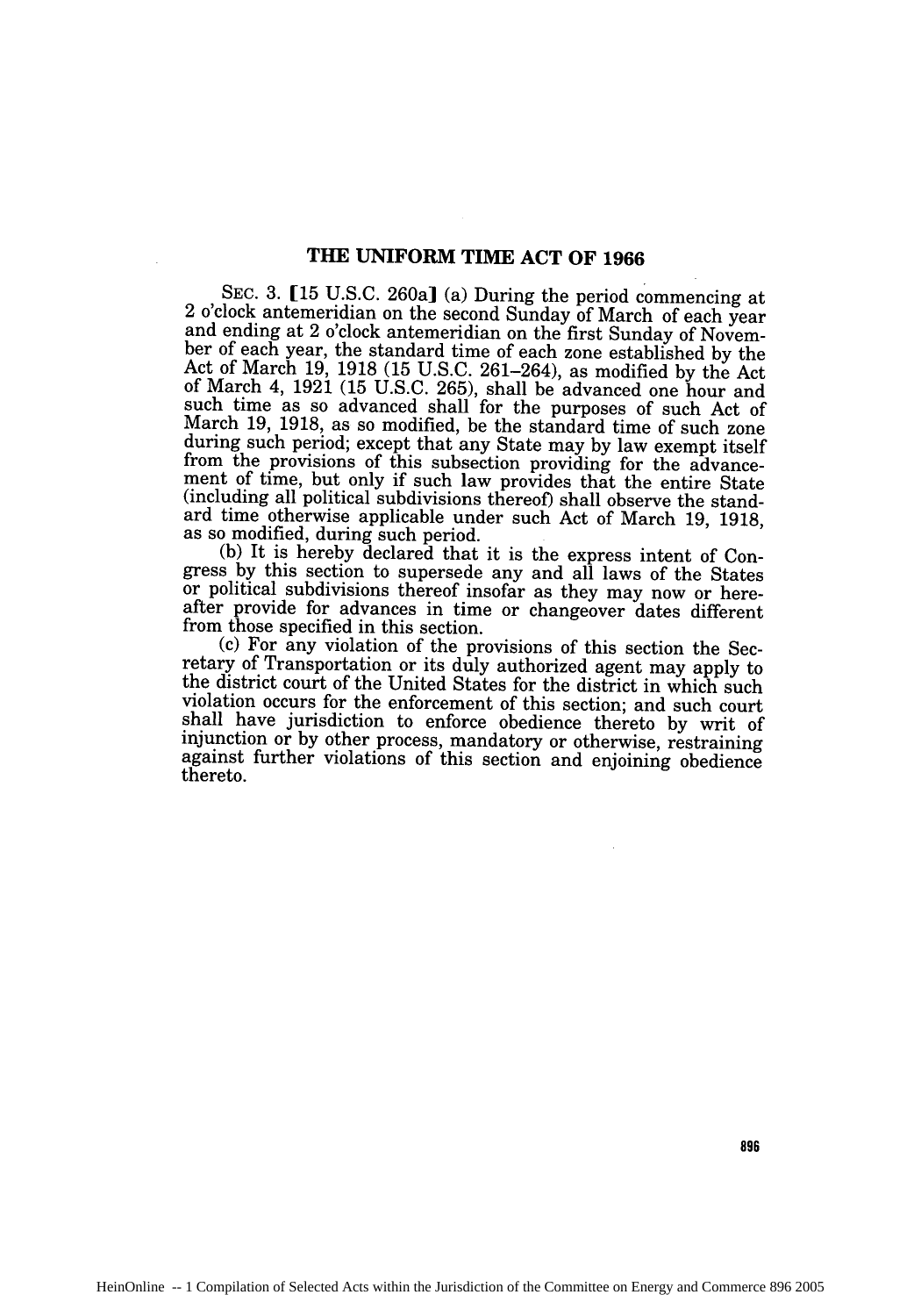## THE UNIFORM TIME ACT OF 1966

SEC. 3. [15 U.S.C. 260a] (a) During the period commencing at 2 o'clock antemeridian on the second Sunday of March of each year and ending at 2 o'clock antemeridian on the first Sunday of November of each year, the standard time of each zone established by the Act of March 19, 1918 (15 U.S.C. 261–264), as modified by the Act of March 4, 1921 (15 U.S.C. 265), shall be advanced one hour and such time as so advanced shall for the purposes of such Act of March 19, 1918, as so modified, be the standard time of such zone during such period; except that any State may by law exempt itself from the provisions of this subsection providing for the advancement of time, but only if such law provides that the entire State (including all political subdivisions thereof) shall observe the standard time otherwise applicable under such Act of March 19, 1918, as so modified, during such period.

(b) It is hereby declared that it is the express intent of Congress by this section to supersede any and all laws of the States or political subdivisions thereof insofar as they may now or hereafter provide for advances in time or changeover dates different from those specified in this section.

(c) For any violation of the provisions of this section the Secretary of Transportation or its duly authorized agent may apply to the district court of the United States for the district in which such violation occurs for the enforcement of this section; and such court shall have jurisdiction to enforce obedience thereto by writ of injunction or by other process, mandatory or otherwise, restraining against further violations of this section and enjoining obedience thereto.